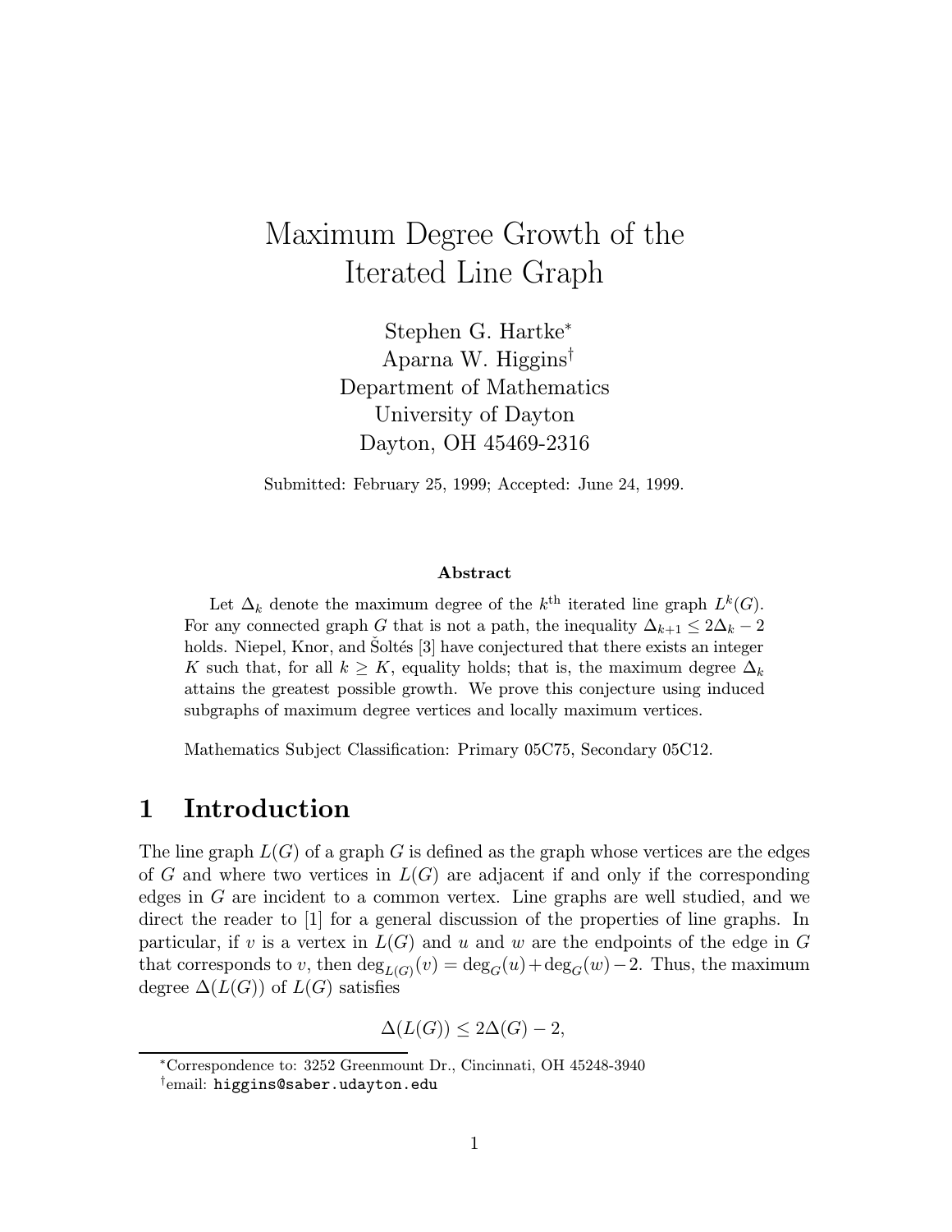# Maximum Degree Growth of the Iterated Line Graph

Stephen G. Hartke*
Aparna W. Higgins†
Department of Mathematics
University of Dayton
Dayton, OH 45469-2316

Submitted: February 25, 1999; Accepted: June 24, 1999.

### Abstract

Let $\Delta_k$ denote the maximum degree of the $k^{\text{th}}$ iterated line graph $L^k(G)$. For any connected graph $G$ that is not a path, the inequality $\Delta_{k+1} \leq 2\Delta_k - 2$ holds. Niepel, Knor, and Šoltés [3] have conjectured that there exists an integer $K$ such that, for all $k \geq K$, equality holds; that is, the maximum degree $\Delta_k$ attains the greatest possible growth. We prove this conjecture using induced subgraphs of maximum degree vertices and locally maximum vertices.

Mathematics Subject Classification: Primary 05C75, Secondary 05C12.

## 1 Introduction

The line graph $L(G)$ of a graph $G$ is defined as the graph whose vertices are the edges of $G$ and where two vertices in $L(G)$ are adjacent if and only if the corresponding edges in $G$ are incident to a common vertex. Line graphs are well studied, and we direct the reader to [1] for a general discussion of the properties of line graphs. In particular, if $v$ is a vertex in $L(G)$ and $u$ and $w$ are the endpoints of the edge in $G$ that corresponds to $v$, then $\deg_{L(G)}(v) = \deg_G(u) + \deg_G(w) - 2$. Thus, the maximum degree $\Delta(L(G))$ of $L(G)$ satisfies

$$\Delta(L(G)) \leq 2\Delta(G) - 2,$$

*Correspondence to: 3252 Greenmount Dr., Cincinnati, OH 45248-3940

†email: higgins@saber.udayton.edu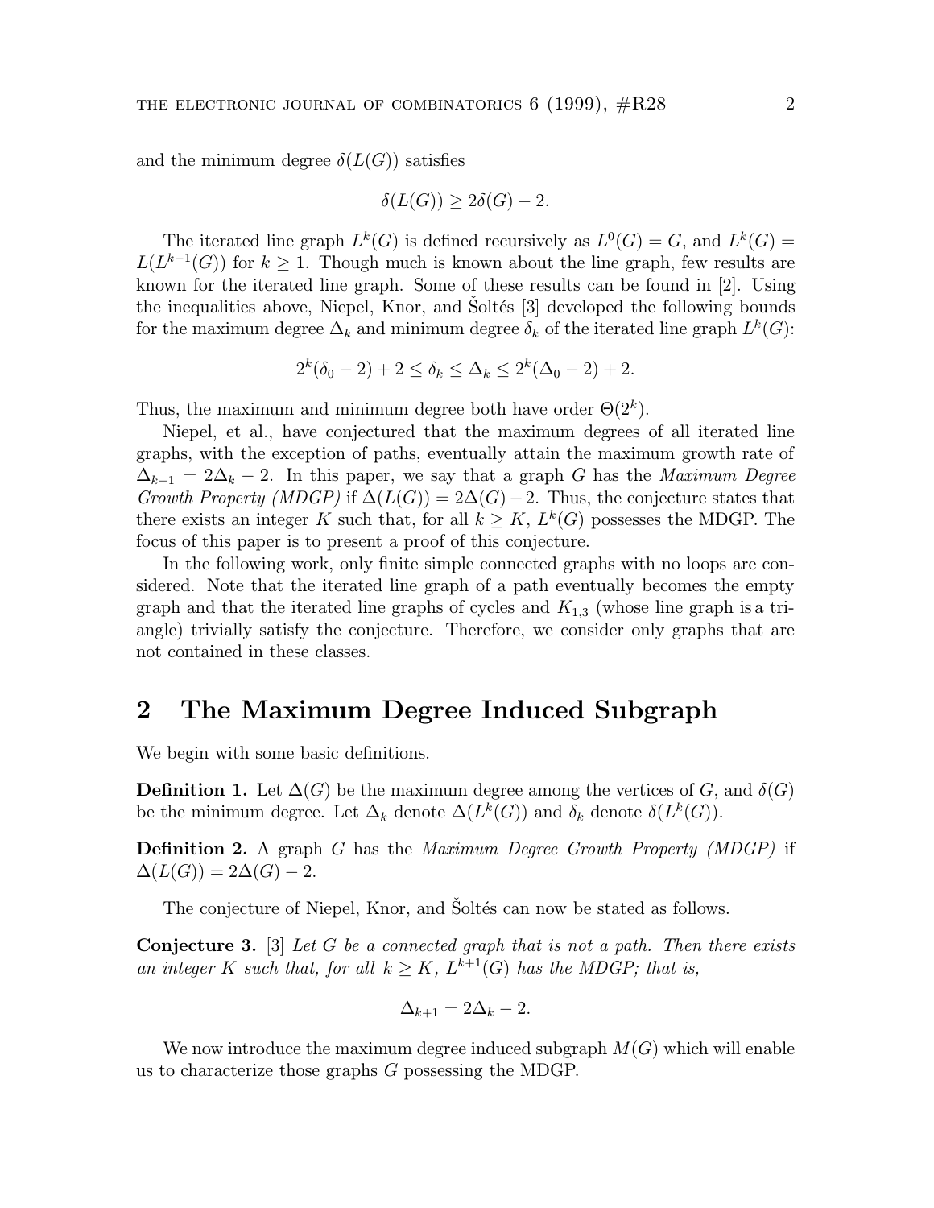and the minimum degree $\delta(L(G))$ satisfies

$$\delta(L(G)) \geq 2\delta(G) - 2.$$

The iterated line graph $L^k(G)$ is defined recursively as $L^0(G) = G$, and $L^k(G) = L(L^{k-1}(G))$ for $k \geq 1$. Though much is known about the line graph, few results are known for the iterated line graph. Some of these results can be found in [2]. Using the inequalities above, Niepel, Knor, and Šoltés [3] developed the following bounds for the maximum degree $\Delta_k$ and minimum degree $\delta_k$ of the iterated line graph $L^k(G)$:

$$2^k(\delta_0 - 2) + 2 \leq \delta_k \leq \Delta_k \leq 2^k(\Delta_0 - 2) + 2.$$

Thus, the maximum and minimum degree both have order $\Theta(2^k)$.

Niepel, et al., have conjectured that the maximum degrees of all iterated line graphs, with the exception of paths, eventually attain the maximum growth rate of $\Delta_{k+1} = 2\Delta_k - 2$. In this paper, we say that a graph $G$ has the *Maximum Degree Growth Property (MDGP)* if $\Delta(L(G)) = 2\Delta(G) - 2$. Thus, the conjecture states that there exists an integer $K$ such that, for all $k \geq K$, $L^k(G)$ possesses the MDGP. The focus of this paper is to present a proof of this conjecture.

In the following work, only finite simple connected graphs with no loops are considered. Note that the iterated line graph of a path eventually becomes the empty graph and that the iterated line graphs of cycles and $K_{1,3}$ (whose line graph is a triangle) trivially satisfy the conjecture. Therefore, we consider only graphs that are not contained in these classes.

## 2 The Maximum Degree Induced Subgraph

We begin with some basic definitions.

**Definition 1.** Let $\Delta(G)$ be the maximum degree among the vertices of $G$, and $\delta(G)$ be the minimum degree. Let $\Delta_k$ denote $\Delta(L^k(G))$ and $\delta_k$ denote $\delta(L^k(G))$.

**Definition 2.** A graph $G$ has the *Maximum Degree Growth Property (MDGP)* if $\Delta(L(G)) = 2\Delta(G) - 2$.

The conjecture of Niepel, Knor, and Šoltés can now be stated as follows.

**Conjecture 3.** [3] *Let $G$ be a connected graph that is not a path. Then there exists an integer $K$ such that, for all $k \geq K$, $L^{k+1}(G)$ has the MDGP; that is,*

$$\Delta_{k+1} = 2\Delta_k - 2.$$

We now introduce the maximum degree induced subgraph $M(G)$ which will enable us to characterize those graphs $G$ possessing the MDGP.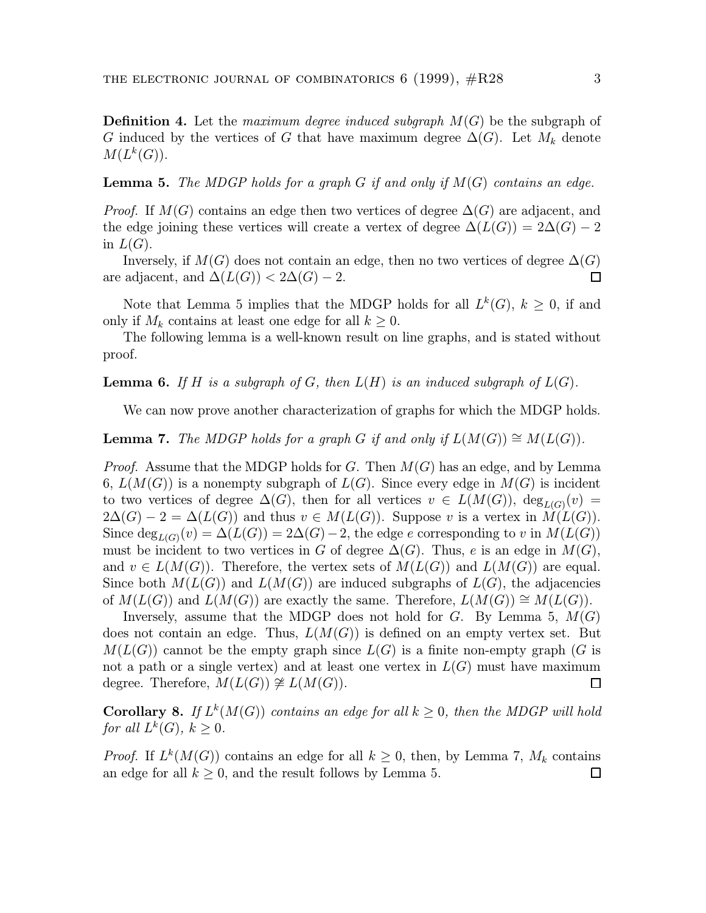**Definition 4.** Let the *maximum degree induced subgraph* $M(G)$ be the subgraph of $G$ induced by the vertices of $G$ that have maximum degree $\Delta(G)$. Let $M_k$ denote $M(L^k(G))$.

**Lemma 5.** *The MDGP holds for a graph $G$ if and only if $M(G)$ contains an edge.*

*Proof.* If $M(G)$ contains an edge then two vertices of degree $\Delta(G)$ are adjacent, and the edge joining these vertices will create a vertex of degree $\Delta(L(G)) = 2\Delta(G) - 2$ in $L(G)$.

Inversely, if $M(G)$ does not contain an edge, then no two vertices of degree $\Delta(G)$ are adjacent, and $\Delta(L(G)) < 2\Delta(G) - 2$. $\square$

Note that Lemma 5 implies that the MDGP holds for all $L^k(G)$, $k \geq 0$, if and only if $M_k$ contains at least one edge for all $k \geq 0$.

The following lemma is a well-known result on line graphs, and is stated without proof.

**Lemma 6.** *If $H$ is a subgraph of $G$, then $L(H)$ is an induced subgraph of $L(G)$.*

We can now prove another characterization of graphs for which the MDGP holds.

**Lemma 7.** *The MDGP holds for a graph $G$ if and only if $L(M(G)) \cong M(L(G))$.*

*Proof.* Assume that the MDGP holds for $G$. Then $M(G)$ has an edge, and by Lemma 6, $L(M(G))$ is a nonempty subgraph of $L(G)$. Since every edge in $M(G)$ is incident to two vertices of degree $\Delta(G)$, then for all vertices $v \in L(M(G))$, $\deg_{L(G)}(v) = 2\Delta(G) - 2 = \Delta(L(G))$ and thus $v \in M(L(G))$. Suppose $v$ is a vertex in $M(L(G))$. Since $\deg_{L(G)}(v) = \Delta(L(G)) = 2\Delta(G) - 2$, the edge $e$ corresponding to $v$ in $M(L(G))$ must be incident to two vertices in $G$ of degree $\Delta(G)$. Thus, $e$ is an edge in $M(G)$, and $v \in L(M(G))$. Therefore, the vertex sets of $M(L(G))$ and $L(M(G))$ are equal. Since both $M(L(G))$ and $L(M(G))$ are induced subgraphs of $L(G)$, the adjacencies of $M(L(G))$ and $L(M(G))$ are exactly the same. Therefore, $L(M(G)) \cong M(L(G))$.

Inversely, assume that the MDGP does not hold for $G$. By Lemma 5, $M(G)$ does not contain an edge. Thus, $L(M(G))$ is defined on an empty vertex set. But $M(L(G))$ cannot be the empty graph since $L(G)$ is a finite non-empty graph ($G$ is not a path or a single vertex) and at least one vertex in $L(G)$ must have maximum degree. Therefore, $M(L(G)) \not\cong L(M(G))$. $\square$

**Corollary 8.** *If $L^k(M(G))$ contains an edge for all $k \geq 0$, then the MDGP will hold for all $L^k(G)$, $k \geq 0$.*

*Proof.* If $L^k(M(G))$ contains an edge for all $k \geq 0$, then, by Lemma 7, $M_k$ contains an edge for all $k \geq 0$, and the result follows by Lemma 5. $\square$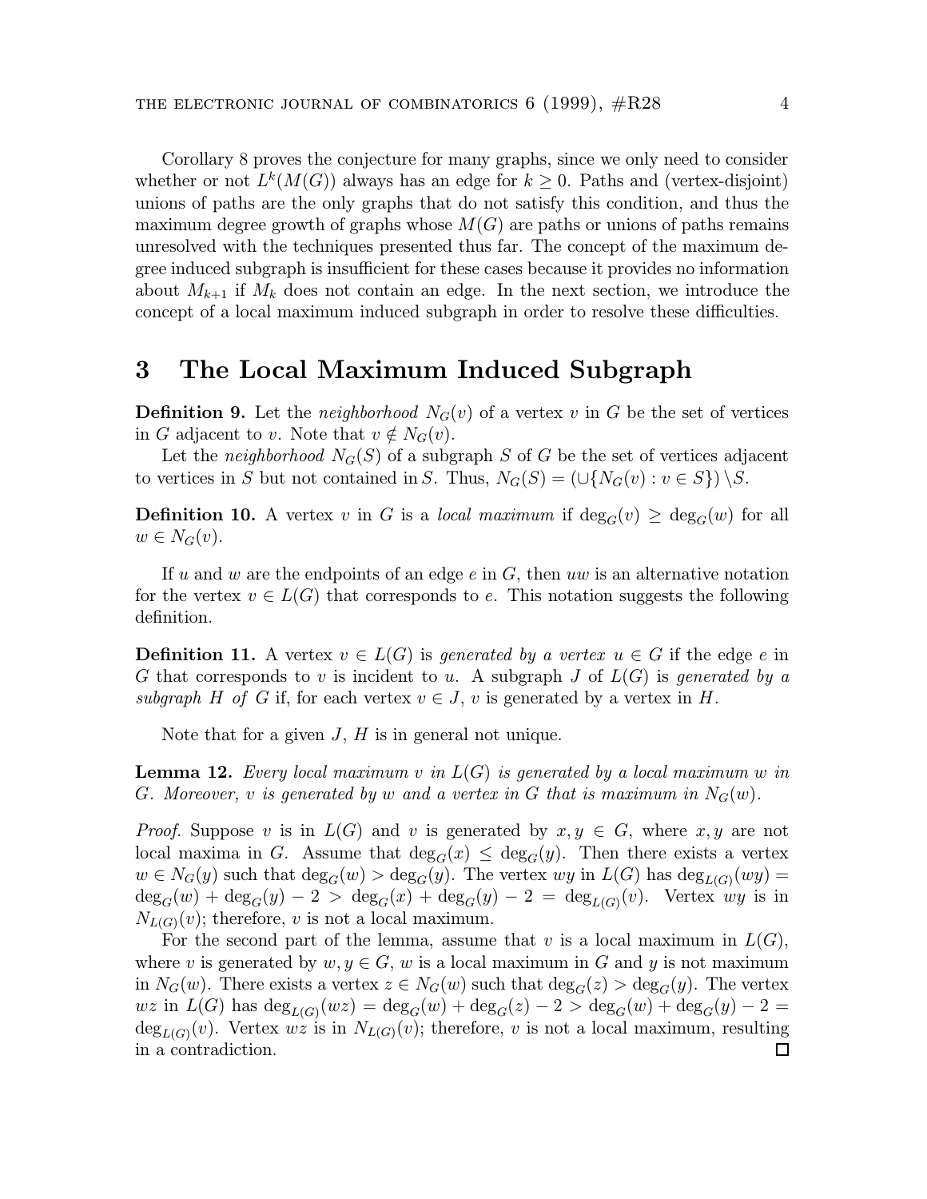Corollary 8 proves the conjecture for many graphs, since we only need to consider whether or not $L^k(M(G))$ always has an edge for $k \geq 0$. Paths and (vertex-disjoint) unions of paths are the only graphs that do not satisfy this condition, and thus the maximum degree growth of graphs whose $M(G)$ are paths or unions of paths remains unresolved with the techniques presented thus far. The concept of the maximum degree induced subgraph is insufficient for these cases because it provides no information about $M_{k+1}$ if $M_k$ does not contain an edge. In the next section, we introduce the concept of a local maximum induced subgraph in order to resolve these difficulties.

## 3 The Local Maximum Induced Subgraph

**Definition 9.** Let the *neighborhood* $N_G(v)$ of a vertex $v$ in $G$ be the set of vertices in $G$ adjacent to $v$. Note that $v \notin N_G(v)$.

Let the *neighborhood* $N_G(S)$ of a subgraph $S$ of $G$ be the set of vertices adjacent to vertices in $S$ but not contained in $S$. Thus, $N_G(S) = (\cup\{N_G(v) : v \in S\}) \setminus S$.

**Definition 10.** A vertex $v$ in $G$ is a *local maximum* if $\deg_G(v) \geq \deg_G(w)$ for all $w \in N_G(v)$.

If $u$ and $w$ are the endpoints of an edge $e$ in $G$, then $uw$ is an alternative notation for the vertex $v \in L(G)$ that corresponds to $e$. This notation suggests the following definition.

**Definition 11.** A vertex $v \in L(G)$ is *generated by a vertex* $u \in G$ if the edge $e$ in $G$ that corresponds to $v$ is incident to $u$. A subgraph $J$ of $L(G)$ is *generated by a subgraph* $H$ *of* $G$ if, for each vertex $v \in J$, $v$ is generated by a vertex in $H$.

Note that for a given $J$, $H$ is in general not unique.

**Lemma 12.** *Every local maximum $v$ in $L(G)$ is generated by a local maximum $w$ in $G$. Moreover, $v$ is generated by $w$ and a vertex in $G$ that is maximum in $N_G(w)$.*

*Proof.* Suppose $v$ is in $L(G)$ and $v$ is generated by $x, y \in G$, where $x, y$ are not local maxima in $G$. Assume that $\deg_G(x) \leq \deg_G(y)$. Then there exists a vertex $w \in N_G(y)$ such that $\deg_G(w) > \deg_G(y)$. The vertex $wy$ in $L(G)$ has $\deg_{L(G)}(wy) = \deg_G(w) + \deg_G(y) - 2 > \deg_G(x) + \deg_G(y) - 2 = \deg_{L(G)}(v)$. Vertex $wy$ is in $N_{L(G)}(v)$; therefore, $v$ is not a local maximum.

For the second part of the lemma, assume that $v$ is a local maximum in $L(G)$, where $v$ is generated by $w, y \in G$, $w$ is a local maximum in $G$ and $y$ is not maximum in $N_G(w)$. There exists a vertex $z \in N_G(w)$ such that $\deg_G(z) > \deg_G(y)$. The vertex $wz$ in $L(G)$ has $\deg_{L(G)}(wz) = \deg_G(w) + \deg_G(z) - 2 > \deg_G(w) + \deg_G(y) - 2 = \deg_{L(G)}(v)$. Vertex $wz$ is in $N_{L(G)}(v)$; therefore, $v$ is not a local maximum, resulting in a contradiction. $\square$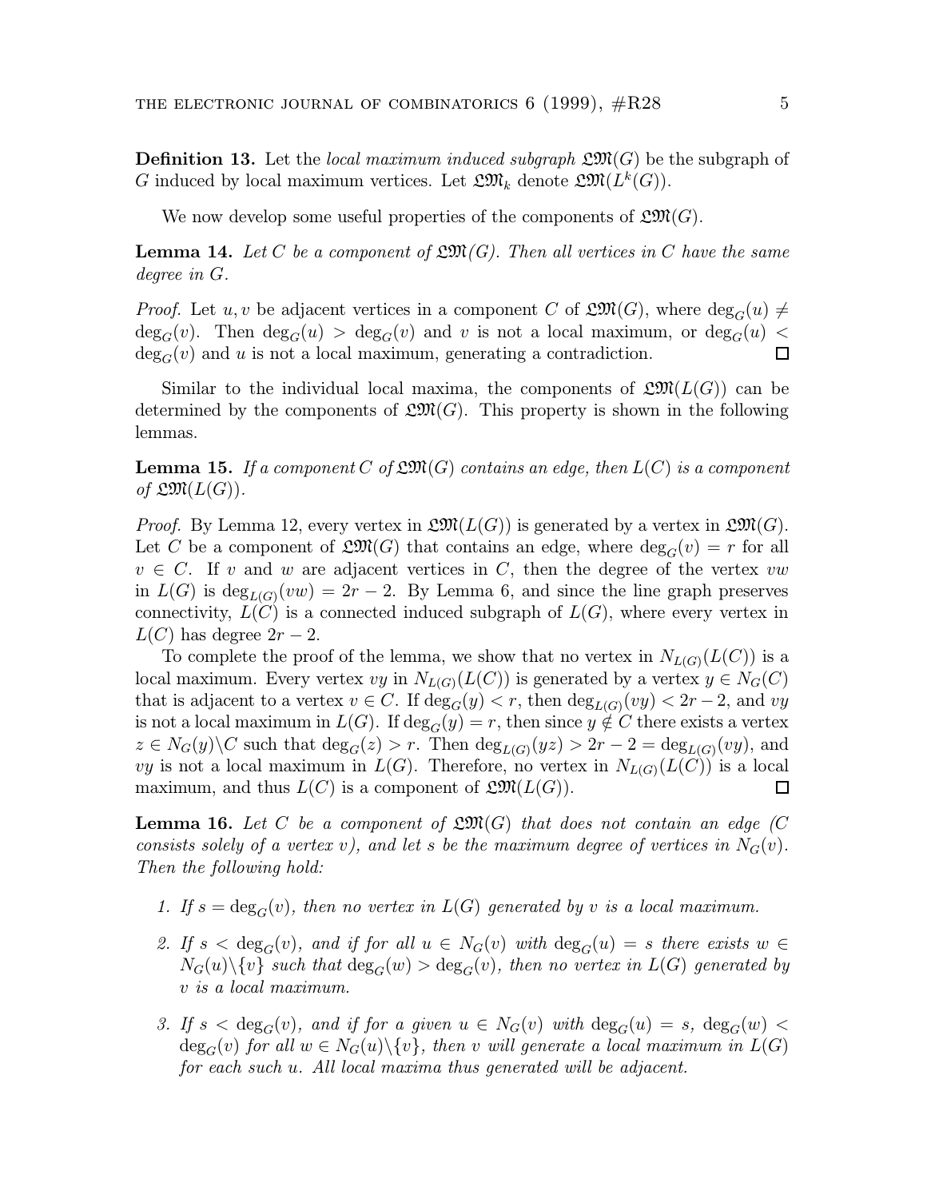**Definition 13.** Let the *local maximum induced subgraph* $\mathfrak{LM}(G)$ be the subgraph of $G$ induced by local maximum vertices. Let $\mathfrak{LM}_k$ denote $\mathfrak{LM}(L^k(G))$.

We now develop some useful properties of the components of $\mathfrak{LM}(G)$.

**Lemma 14.** *Let $C$ be a component of $\mathfrak{LM}(G)$. Then all vertices in $C$ have the same degree in $G$.*

*Proof.* Let $u, v$ be adjacent vertices in a component $C$ of $\mathfrak{LM}(G)$, where $\deg_G(u) \neq \deg_G(v)$. Then $\deg_G(u) > \deg_G(v)$ and $v$ is not a local maximum, or $\deg_G(u) < \deg_G(v)$ and $u$ is not a local maximum, generating a contradiction. □

Similar to the individual local maxima, the components of $\mathfrak{LM}(L(G))$ can be determined by the components of $\mathfrak{LM}(G)$. This property is shown in the following lemmas.

**Lemma 15.** *If a component $C$ of $\mathfrak{LM}(G)$ contains an edge, then $L(C)$ is a component of $\mathfrak{LM}(L(G))$.*

*Proof.* By Lemma 12, every vertex in $\mathfrak{LM}(L(G))$ is generated by a vertex in $\mathfrak{LM}(G)$. Let $C$ be a component of $\mathfrak{LM}(G)$ that contains an edge, where $\deg_G(v) = r$ for all $v \in C$. If $v$ and $w$ are adjacent vertices in $C$, then the degree of the vertex $vw$ in $L(G)$ is $\deg_{L(G)}(vw) = 2r - 2$. By Lemma 6, and since the line graph preserves connectivity, $L(C)$ is a connected induced subgraph of $L(G)$, where every vertex in $L(C)$ has degree $2r - 2$.

To complete the proof of the lemma, we show that no vertex in $N_{L(G)}(L(C))$ is a local maximum. Every vertex $vy$ in $N_{L(G)}(L(C))$ is generated by a vertex $y \in N_G(C)$ that is adjacent to a vertex $v \in C$. If $\deg_G(y) < r$, then $\deg_{L(G)}(vy) < 2r - 2$, and $vy$ is not a local maximum in $L(G)$. If $\deg_G(y) = r$, then since $y \notin C$ there exists a vertex $z \in N_G(y) \backslash C$ such that $\deg_G(z) > r$. Then $\deg_{L(G)}(yz) > 2r - 2 = \deg_{L(G)}(vy)$, and $vy$ is not a local maximum in $L(G)$. Therefore, no vertex in $N_{L(G)}(L(C))$ is a local maximum, and thus $L(C)$ is a component of $\mathfrak{LM}(L(G))$. □

**Lemma 16.** *Let $C$ be a component of $\mathfrak{LM}(G)$ that does not contain an edge ($C$ consists solely of a vertex $v$), and let $s$ be the maximum degree of vertices in $N_G(v)$. Then the following hold:*

1. *If $s = \deg_G(v)$, then no vertex in $L(G)$ generated by $v$ is a local maximum.*
2. *If $s < \deg_G(v)$, and if for all $u \in N_G(v)$ with $\deg_G(u) = s$ there exists $w \in N_G(u) \backslash \{v\}$ such that $\deg_G(w) > \deg_G(v)$, then no vertex in $L(G)$ generated by $v$ is a local maximum.*
3. *If $s < \deg_G(v)$, and if for a given $u \in N_G(v)$ with $\deg_G(u) = s$, $\deg_G(w) < \deg_G(v)$ for all $w \in N_G(u) \backslash \{v\}$, then $v$ will generate a local maximum in $L(G)$ for each such $u$. All local maxima thus generated will be adjacent.*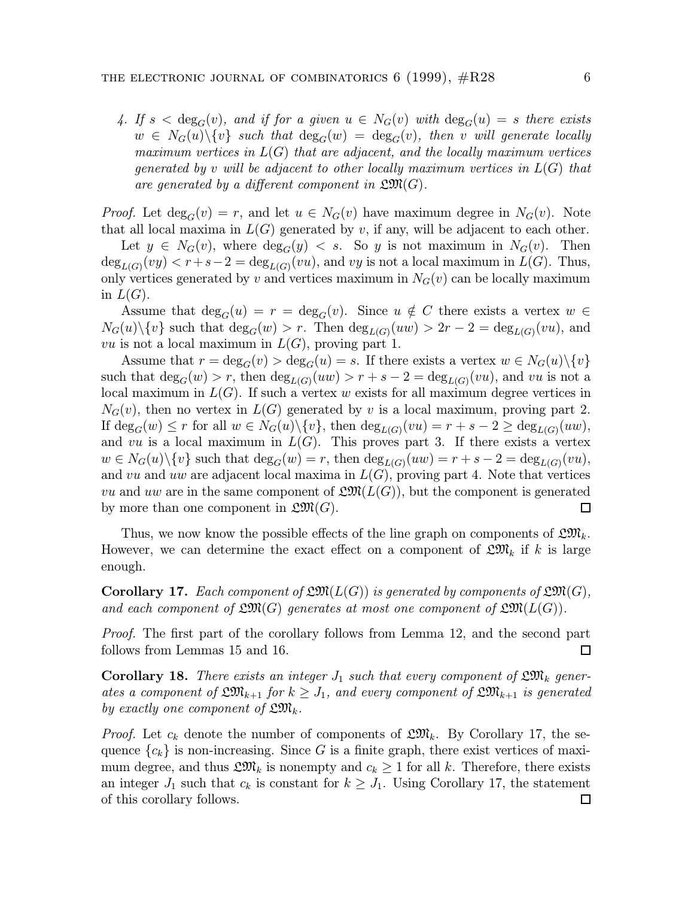4. *If $s < \deg_G(v)$, and if for a given $u \in N_G(v)$ with $\deg_G(u) = s$ there exists $w \in N_G(u)\backslash\{v\}$ such that $\deg_G(w) = \deg_G(v)$, then $v$ will generate locally maximum vertices in $L(G)$ that are adjacent, and the locally maximum vertices generated by $v$ will be adjacent to other locally maximum vertices in $L(G)$ that are generated by a different component in $\mathfrak{LM}(G)$.*

*Proof.* Let $\deg_G(v) = r$, and let $u \in N_G(v)$ have maximum degree in $N_G(v)$. Note that all local maxima in $L(G)$ generated by $v$, if any, will be adjacent to each other.

Let $y \in N_G(v)$, where $\deg_G(y) < s$. So $y$ is not maximum in $N_G(v)$. Then $\deg_{L(G)}(vy) < r+s-2 = \deg_{L(G)}(vu)$, and $vy$ is not a local maximum in $L(G)$. Thus, only vertices generated by $v$ and vertices maximum in $N_G(v)$ can be locally maximum in $L(G)$.

Assume that $\deg_G(u) = r = \deg_G(v)$. Since $u \notin C$ there exists a vertex $w \in N_G(u)\backslash\{v\}$ such that $\deg_G(w) > r$. Then $\deg_{L(G)}(uw) > 2r-2 = \deg_{L(G)}(vu)$, and $vu$ is not a local maximum in $L(G)$, proving part 1.

Assume that $r = \deg_G(v) > \deg_G(u) = s$. If there exists a vertex $w \in N_G(u)\backslash\{v\}$ such that $\deg_G(w) > r$, then $\deg_{L(G)}(uw) > r+s-2 = \deg_{L(G)}(vu)$, and $vu$ is not a local maximum in $L(G)$. If such a vertex $w$ exists for all maximum degree vertices in $N_G(v)$, then no vertex in $L(G)$ generated by $v$ is a local maximum, proving part 2. If $\deg_G(w) \leq r$ for all $w \in N_G(u)\backslash\{v\}$, then $\deg_{L(G)}(vu) = r+s-2 \geq \deg_{L(G)}(uw)$, and $vu$ is a local maximum in $L(G)$. This proves part 3. If there exists a vertex $w \in N_G(u)\backslash\{v\}$ such that $\deg_G(w) = r$, then $\deg_{L(G)}(uw) = r+s-2 = \deg_{L(G)}(vu)$, and $vu$ and $uw$ are adjacent local maxima in $L(G)$, proving part 4. Note that vertices $vu$ and $uw$ are in the same component of $\mathfrak{LM}(L(G))$, but the component is generated by more than one component in $\mathfrak{LM}(G)$. $\square$

Thus, we now know the possible effects of the line graph on components of $\mathfrak{LM}_k$. However, we can determine the exact effect on a component of $\mathfrak{LM}_k$ if $k$ is large enough.

**Corollary 17.** *Each component of $\mathfrak{LM}(L(G))$ is generated by components of $\mathfrak{LM}(G)$, and each component of $\mathfrak{LM}(G)$ generates at most one component of $\mathfrak{LM}(L(G))$.*

*Proof.* The first part of the corollary follows from Lemma 12, and the second part follows from Lemmas 15 and 16. $\square$

**Corollary 18.** *There exists an integer $J_1$ such that every component of $\mathfrak{LM}_k$ generates a component of $\mathfrak{LM}_{k+1}$ for $k \geq J_1$, and every component of $\mathfrak{LM}_{k+1}$ is generated by exactly one component of $\mathfrak{LM}_k$.*

*Proof.* Let $c_k$ denote the number of components of $\mathfrak{LM}_k$. By Corollary 17, the sequence $\{c_k\}$ is non-increasing. Since $G$ is a finite graph, there exist vertices of maximum degree, and thus $\mathfrak{LM}_k$ is nonempty and $c_k \geq 1$ for all $k$. Therefore, there exists an integer $J_1$ such that $c_k$ is constant for $k \geq J_1$. Using Corollary 17, the statement of this corollary follows. $\square$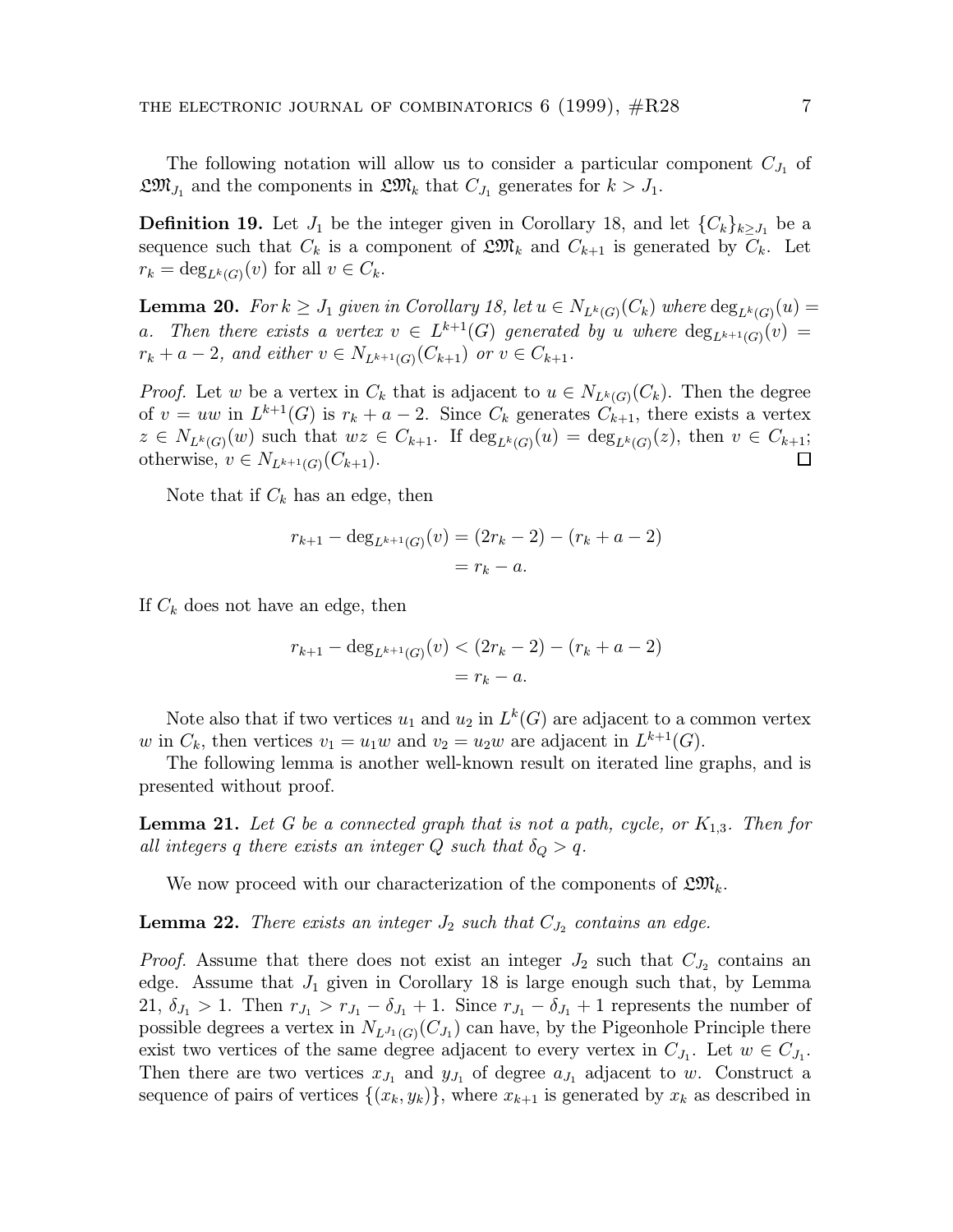The following notation will allow us to consider a particular component $C_{J_1}$ of $\mathfrak{LM}_{J_1}$ and the components in $\mathfrak{LM}_k$ that $C_{J_1}$ generates for $k > J_1$.

**Definition 19.** Let $J_1$ be the integer given in Corollary 18, and let $\{C_k\}_{k \geq J_1}$ be a sequence such that $C_k$ is a component of $\mathfrak{LM}_k$ and $C_{k+1}$ is generated by $C_k$. Let $r_k = \deg_{L^k(G)}(v)$ for all $v \in C_k$.

**Lemma 20.** *For $k \geq J_1$ given in Corollary 18, let $u \in N_{L^k(G)}(C_k)$ where $\deg_{L^k(G)}(u) = a$. Then there exists a vertex $v \in L^{k+1}(G)$ generated by $u$ where $\deg_{L^{k+1}(G)}(v) = r_k + a - 2$, and either $v \in N_{L^{k+1}(G)}(C_{k+1})$ or $v \in C_{k+1}$.*

*Proof.* Let $w$ be a vertex in $C_k$ that is adjacent to $u \in N_{L^k(G)}(C_k)$. Then the degree of $v = uw$ in $L^{k+1}(G)$ is $r_k + a - 2$. Since $C_k$ generates $C_{k+1}$, there exists a vertex $z \in N_{L^k(G)}(w)$ such that $wz \in C_{k+1}$. If $\deg_{L^k(G)}(u) = \deg_{L^k(G)}(z)$, then $v \in C_{k+1}$; otherwise, $v \in N_{L^{k+1}(G)}(C_{k+1})$. $\square$

Note that if $C_k$ has an edge, then

$$
\begin{aligned}
r_{k+1} - \deg_{L^{k+1}(G)}(v) &= (2r_k - 2) - (r_k + a - 2) \\
&= r_k - a.
\end{aligned}
$$

If $C_k$ does not have an edge, then

$$
\begin{aligned}
r_{k+1} - \deg_{L^{k+1}(G)}(v) &< (2r_k - 2) - (r_k + a - 2) \\
&= r_k - a.
\end{aligned}
$$

Note also that if two vertices $u_1$ and $u_2$ in $L^k(G)$ are adjacent to a common vertex $w$ in $C_k$, then vertices $v_1 = u_1w$ and $v_2 = u_2w$ are adjacent in $L^{k+1}(G)$.

The following lemma is another well-known result on iterated line graphs, and is presented without proof.

**Lemma 21.** *Let $G$ be a connected graph that is not a path, cycle, or $K_{1,3}$. Then for all integers $q$ there exists an integer $Q$ such that $\delta_Q > q$.*

We now proceed with our characterization of the components of $\mathfrak{LM}_k$.

**Lemma 22.** *There exists an integer $J_2$ such that $C_{J_2}$ contains an edge.*

*Proof.* Assume that there does not exist an integer $J_2$ such that $C_{J_2}$ contains an edge. Assume that $J_1$ given in Corollary 18 is large enough such that, by Lemma 21, $\delta_{J_1} > 1$. Then $r_{J_1} > r_{J_1} - \delta_{J_1} + 1$. Since $r_{J_1} - \delta_{J_1} + 1$ represents the number of possible degrees a vertex in $N_{L^{J_1}(G)}(C_{J_1})$ can have, by the Pigeonhole Principle there exist two vertices of the same degree adjacent to every vertex in $C_{J_1}$. Let $w \in C_{J_1}$. Then there are two vertices $x_{J_1}$ and $y_{J_1}$ of degree $a_{J_1}$ adjacent to $w$. Construct a sequence of pairs of vertices $\{(x_k, y_k)\}$, where $x_{k+1}$ is generated by $x_k$ as described in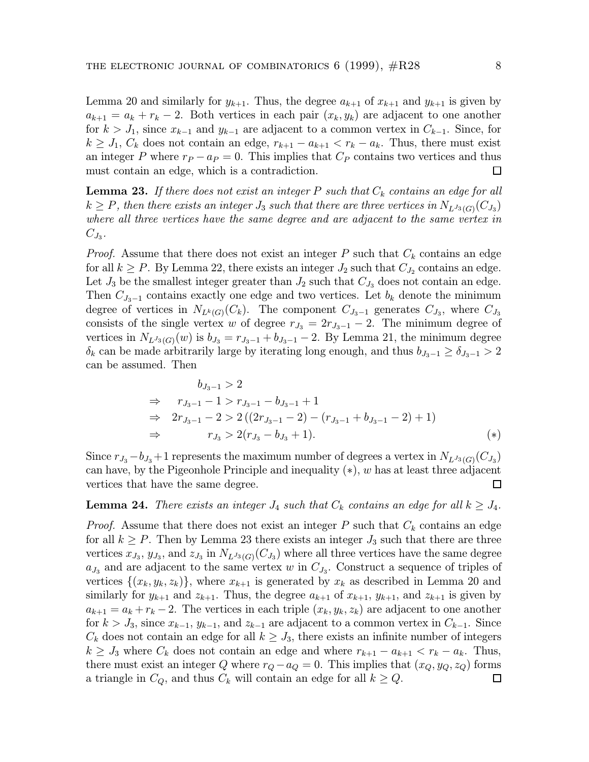Lemma 20 and similarly for $y_{k+1}$. Thus, the degree $a_{k+1}$ of $x_{k+1}$ and $y_{k+1}$ is given by $a_{k+1} = a_k + r_k - 2$. Both vertices in each pair $(x_k, y_k)$ are adjacent to one another for $k > J_1$, since $x_{k-1}$ and $y_{k-1}$ are adjacent to a common vertex in $C_{k-1}$. Since, for $k \geq J_1$, $C_k$ does not contain an edge, $r_{k+1} - a_{k+1} < r_k - a_k$. Thus, there must exist an integer $P$ where $r_P - a_P = 0$. This implies that $C_P$ contains two vertices and thus must contain an edge, which is a contradiction. □

**Lemma 23.** *If there does not exist an integer $P$ such that $C_k$ contains an edge for all $k \geq P$, then there exists an integer $J_3$ such that there are three vertices in $N_{L^{J_3}(G)}(C_{J_3})$ where all three vertices have the same degree and are adjacent to the same vertex in $C_{J_3}$.*

*Proof.* Assume that there does not exist an integer $P$ such that $C_k$ contains an edge for all $k \geq P$. By Lemma 22, there exists an integer $J_2$ such that $C_{J_2}$ contains an edge. Let $J_3$ be the smallest integer greater than $J_2$ such that $C_{J_3}$ does not contain an edge. Then $C_{J_3-1}$ contains exactly one edge and two vertices. Let $b_k$ denote the minimum degree of vertices in $N_{L^k(G)}(C_k)$. The component $C_{J_3-1}$ generates $C_{J_3}$, where $C_{J_3}$ consists of the single vertex $w$ of degree $r_{J_3} = 2r_{J_3-1} - 2$. The minimum degree of vertices in $N_{L^{J_3}(G)}(w)$ is $b_{J_3} = r_{J_3-1} + b_{J_3-1} - 2$. By Lemma 21, the minimum degree $\delta_k$ can be made arbitrarily large by iterating long enough, and thus $b_{J_3-1} \geq \delta_{J_3-1} > 2$ can be assumed. Then

$$
\begin{aligned}
& b_{J_3-1} > 2 \\
\Rightarrow \quad & r_{J_3-1} - 1 > r_{J_3-1} - b_{J_3-1} + 1 \\
\Rightarrow \quad & 2r_{J_3-1} - 2 > 2\left((2r_{J_3-1} - 2) - (r_{J_3-1} + b_{J_3-1} - 2) + 1\right) \\
\Rightarrow \quad & r_{J_3} > 2(r_{J_3} - b_{J_3} + 1). \qquad (*)
\end{aligned}
$$

Since $r_{J_3} - b_{J_3} + 1$ represents the maximum number of degrees a vertex in $N_{L^{J_3}(G)}(C_{J_3})$ can have, by the Pigeonhole Principle and inequality $(*)$, $w$ has at least three adjacent vertices that have the same degree. □

**Lemma 24.** *There exists an integer $J_4$ such that $C_k$ contains an edge for all $k \geq J_4$.*

*Proof.* Assume that there does not exist an integer $P$ such that $C_k$ contains an edge for all $k \geq P$. Then by Lemma 23 there exists an integer $J_3$ such that there are three vertices $x_{J_3}$, $y_{J_3}$, and $z_{J_3}$ in $N_{L^{J_3}(G)}(C_{J_3})$ where all three vertices have the same degree $a_{J_3}$ and are adjacent to the same vertex $w$ in $C_{J_3}$. Construct a sequence of triples of vertices $\{(x_k, y_k, z_k)\}$, where $x_{k+1}$ is generated by $x_k$ as described in Lemma 20 and similarly for $y_{k+1}$ and $z_{k+1}$. Thus, the degree $a_{k+1}$ of $x_{k+1}$, $y_{k+1}$, and $z_{k+1}$ is given by $a_{k+1} = a_k + r_k - 2$. The vertices in each triple $(x_k, y_k, z_k)$ are adjacent to one another for $k > J_3$, since $x_{k-1}$, $y_{k-1}$, and $z_{k-1}$ are adjacent to a common vertex in $C_{k-1}$. Since $C_k$ does not contain an edge for all $k \geq J_3$, there exists an infinite number of integers $k \geq J_3$ where $C_k$ does not contain an edge and where $r_{k+1} - a_{k+1} < r_k - a_k$. Thus, there must exist an integer $Q$ where $r_Q - a_Q = 0$. This implies that $(x_Q, y_Q, z_Q)$ forms a triangle in $C_Q$, and thus $C_k$ will contain an edge for all $k \geq Q$. □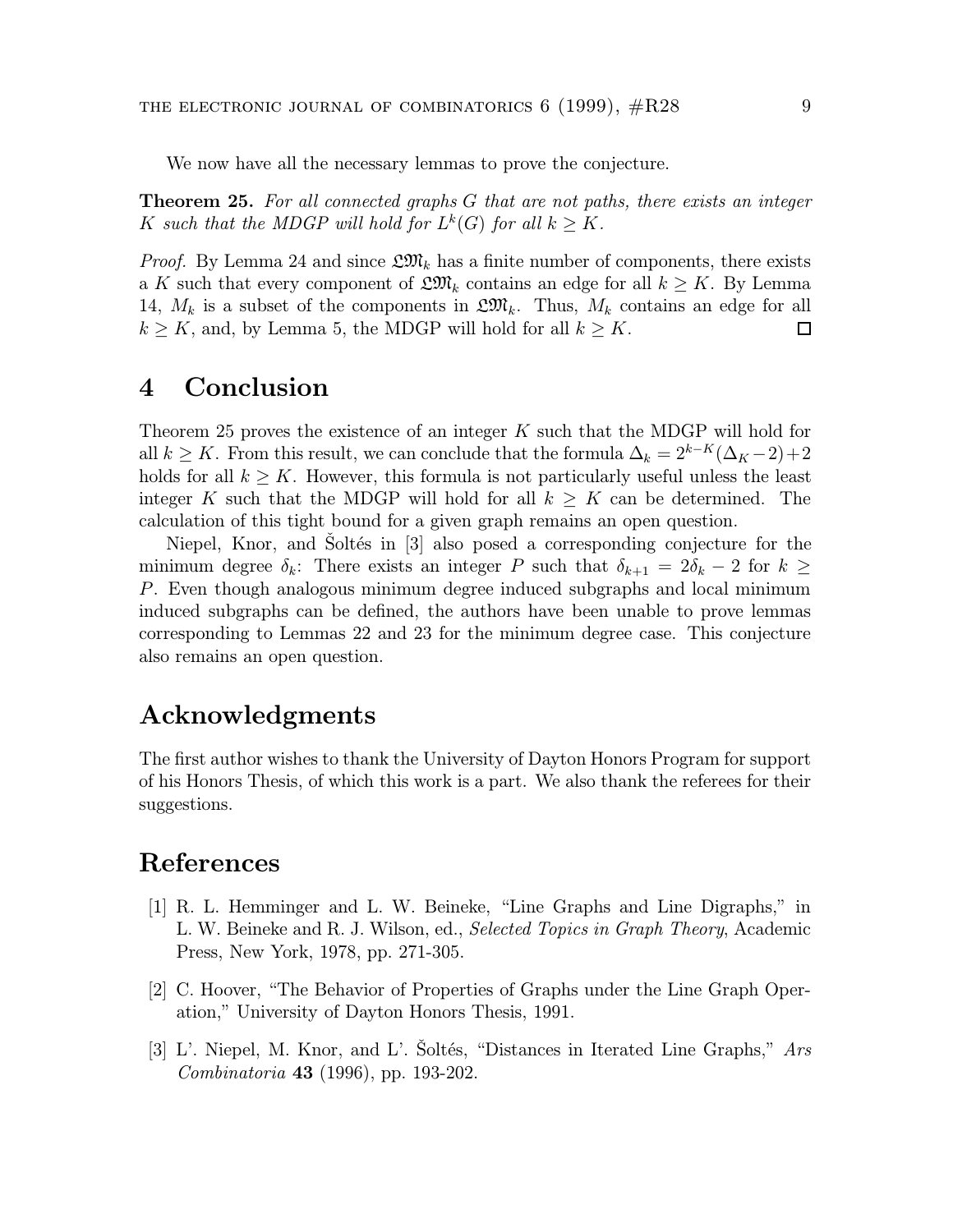We now have all the necessary lemmas to prove the conjecture.

**Theorem 25.** *For all connected graphs $G$ that are not paths, there exists an integer $K$ such that the MDGP will hold for $L^k(G)$ for all $k \geq K$.*

*Proof.* By Lemma 24 and since $\mathfrak{LM}_k$ has a finite number of components, there exists a $K$ such that every component of $\mathfrak{LM}_k$ contains an edge for all $k \geq K$. By Lemma 14, $M_k$ is a subset of the components in $\mathfrak{LM}_k$. Thus, $M_k$ contains an edge for all $k \geq K$, and, by Lemma 5, the MDGP will hold for all $k \geq K$. □

# 4 Conclusion

Theorem 25 proves the existence of an integer $K$ such that the MDGP will hold for all $k \geq K$. From this result, we can conclude that the formula $\Delta_k = 2^{k-K}(\Delta_K - 2) + 2$ holds for all $k \geq K$. However, this formula is not particularly useful unless the least integer $K$ such that the MDGP will hold for all $k \geq K$ can be determined. The calculation of this tight bound for a given graph remains an open question.

Niepel, Knor, and Šoltés in [3] also posed a corresponding conjecture for the minimum degree $\delta_k$: There exists an integer $P$ such that $\delta_{k+1} = 2\delta_k - 2$ for $k \geq P$. Even though analogous minimum degree induced subgraphs and local minimum induced subgraphs can be defined, the authors have been unable to prove lemmas corresponding to Lemmas 22 and 23 for the minimum degree case. This conjecture also remains an open question.

# Acknowledgments

The first author wishes to thank the University of Dayton Honors Program for support of his Honors Thesis, of which this work is a part. We also thank the referees for their suggestions.

# References

[1] R. L. Hemminger and L. W. Beineke, "Line Graphs and Line Digraphs," in L. W. Beineke and R. J. Wilson, ed., *Selected Topics in Graph Theory*, Academic Press, New York, 1978, pp. 271-305.

[2] C. Hoover, "The Behavior of Properties of Graphs under the Line Graph Operation," University of Dayton Honors Thesis, 1991.

[3] L'. Niepel, M. Knor, and L'. Šoltés, "Distances in Iterated Line Graphs," *Ars Combinatoria* **43** (1996), pp. 193-202.